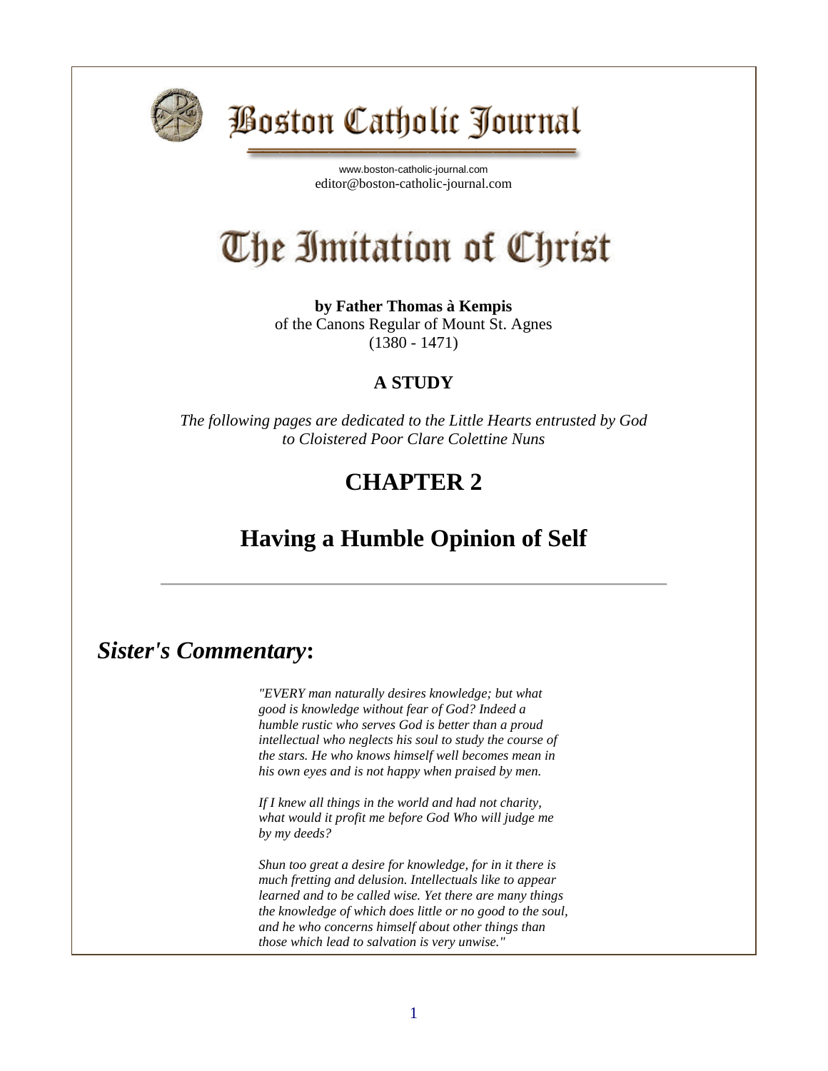# Boston Catholic Journal

www.boston-catholic-journal.com
editor@boston-catholic-journal.com

# The Imitation of Christ

**by Father Thomas à Kempis**
of the Canons Regular of Mount St. Agnes
(1380 - 1471)

**A STUDY**

*The following pages are dedicated to the Little Hearts entrusted by God to Cloistered Poor Clare Colettine Nuns*

## CHAPTER 2

## Having a Humble Opinion of Self

---

## *Sister's Commentary*:

*"EVERY man naturally desires knowledge; but what good is knowledge without fear of God? Indeed a humble rustic who serves God is better than a proud intellectual who neglects his soul to study the course of the stars. He who knows himself well becomes mean in his own eyes and is not happy when praised by men.*

*If I knew all things in the world and had not charity, what would it profit me before God Who will judge me by my deeds?*

*Shun too great a desire for knowledge, for in it there is much fretting and delusion. Intellectuals like to appear learned and to be called wise. Yet there are many things the knowledge of which does little or no good to the soul, and he who concerns himself about other things than those which lead to salvation is very unwise."*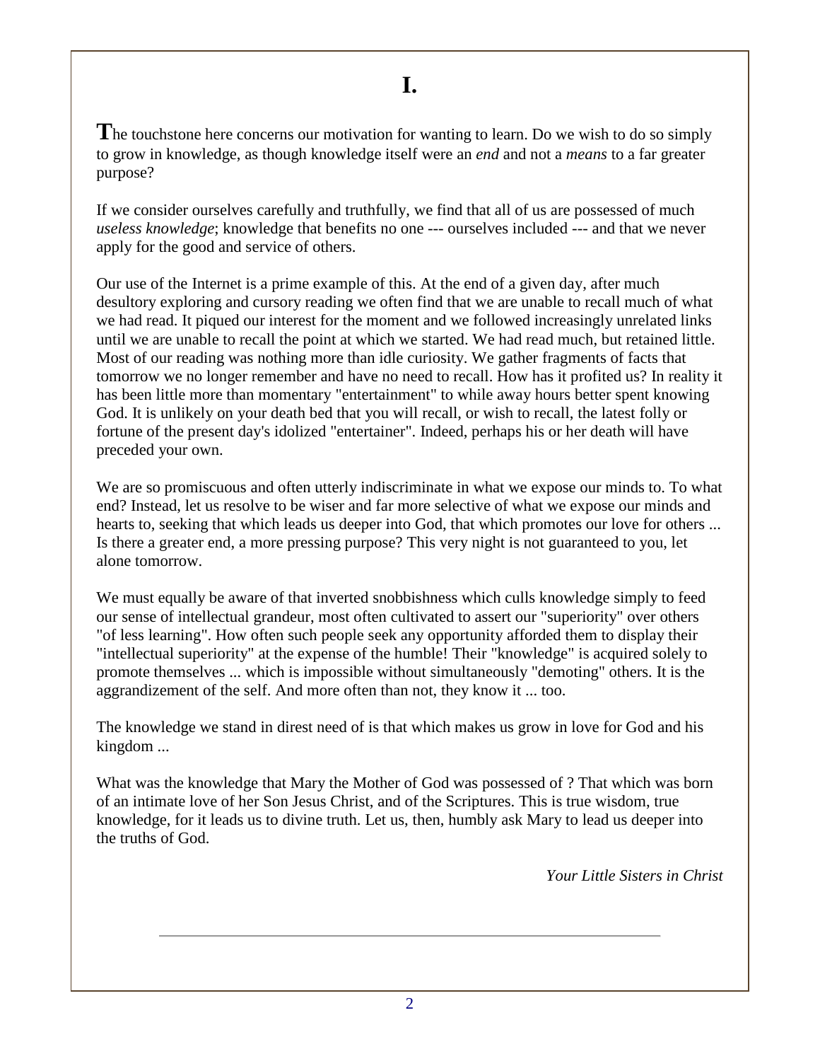# I.

**T**he touchstone here concerns our motivation for wanting to learn. Do we wish to do so simply to grow in knowledge, as though knowledge itself were an *end* and not a *means* to a far greater purpose?

If we consider ourselves carefully and truthfully, we find that all of us are possessed of much *useless knowledge*; knowledge that benefits no one --- ourselves included --- and that we never apply for the good and service of others.

Our use of the Internet is a prime example of this. At the end of a given day, after much desultory exploring and cursory reading we often find that we are unable to recall much of what we had read. It piqued our interest for the moment and we followed increasingly unrelated links until we are unable to recall the point at which we started. We had read much, but retained little. Most of our reading was nothing more than idle curiosity. We gather fragments of facts that tomorrow we no longer remember and have no need to recall. How has it profited us? In reality it has been little more than momentary "entertainment" to while away hours better spent knowing God. It is unlikely on your death bed that you will recall, or wish to recall, the latest folly or fortune of the present day's idolized "entertainer". Indeed, perhaps his or her death will have preceded your own.

We are so promiscuous and often utterly indiscriminate in what we expose our minds to. To what end? Instead, let us resolve to be wiser and far more selective of what we expose our minds and hearts to, seeking that which leads us deeper into God, that which promotes our love for others ... Is there a greater end, a more pressing purpose? This very night is not guaranteed to you, let alone tomorrow.

We must equally be aware of that inverted snobbishness which culls knowledge simply to feed our sense of intellectual grandeur, most often cultivated to assert our "superiority" over others "of less learning". How often such people seek any opportunity afforded them to display their "intellectual superiority" at the expense of the humble! Their "knowledge" is acquired solely to promote themselves ... which is impossible without simultaneously "demoting" others. It is the aggrandizement of the self. And more often than not, they know it ... too.

The knowledge we stand in direst need of is that which makes us grow in love for God and his kingdom ...

What was the knowledge that Mary the Mother of God was possessed of ? That which was born of an intimate love of her Son Jesus Christ, and of the Scriptures. This is true wisdom, true knowledge, for it leads us to divine truth. Let us, then, humbly ask Mary to lead us deeper into the truths of God.

*Your Little Sisters in Christ*

---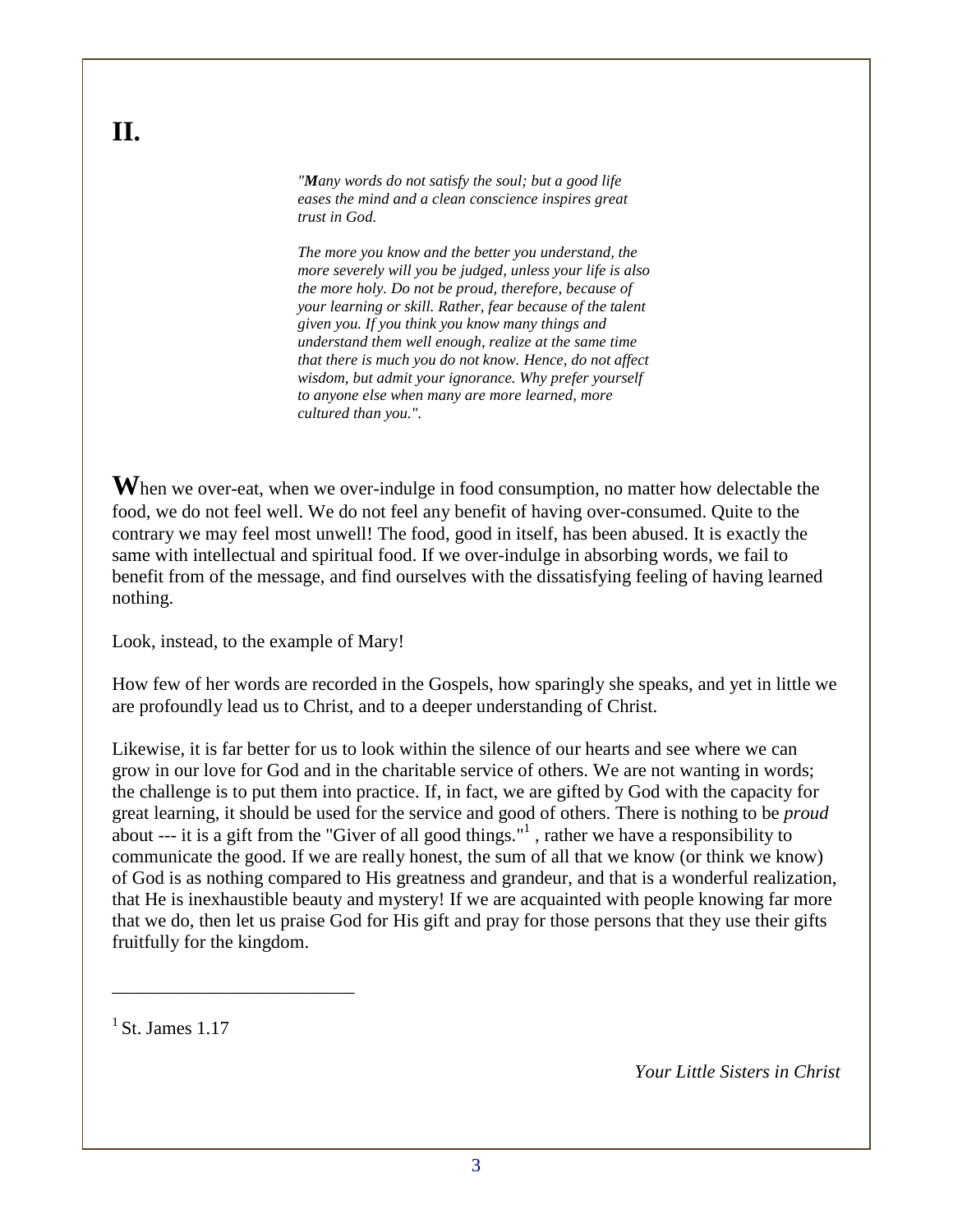# II.

*"**M**any words do not satisfy the soul; but a good life eases the mind and a clean conscience inspires great trust in God.*

*The more you know and the better you understand, the more severely will you be judged, unless your life is also the more holy. Do not be proud, therefore, because of your learning or skill. Rather, fear because of the talent given you. If you think you know many things and understand them well enough, realize at the same time that there is much you do not know. Hence, do not affect wisdom, but admit your ignorance. Why prefer yourself to anyone else when many are more learned, more cultured than you.".*

**W**hen we over-eat, when we over-indulge in food consumption, no matter how delectable the food, we do not feel well. We do not feel any benefit of having over-consumed. Quite to the contrary we may feel most unwell! The food, good in itself, has been abused. It is exactly the same with intellectual and spiritual food. If we over-indulge in absorbing words, we fail to benefit from of the message, and find ourselves with the dissatisfying feeling of having learned nothing.

Look, instead, to the example of Mary!

How few of her words are recorded in the Gospels, how sparingly she speaks, and yet in little we are profoundly lead us to Christ, and to a deeper understanding of Christ.

Likewise, it is far better for us to look within the silence of our hearts and see where we can grow in our love for God and in the charitable service of others. We are not wanting in words; the challenge is to put them into practice. If, in fact, we are gifted by God with the capacity for great learning, it should be used for the service and good of others. There is nothing to be *proud* about --- it is a gift from the "Giver of all good things."[1] , rather we have a responsibility to communicate the good. If we are really honest, the sum of all that we know (or think we know) of God is as nothing compared to His greatness and grandeur, and that is a wonderful realization, that He is inexhaustible beauty and mystery! If we are acquainted with people knowing far more that we do, then let us praise God for His gift and pray for those persons that they use their gifts fruitfully for the kingdom.

---

[1] St. James 1.17

*Your Little Sisters in Christ*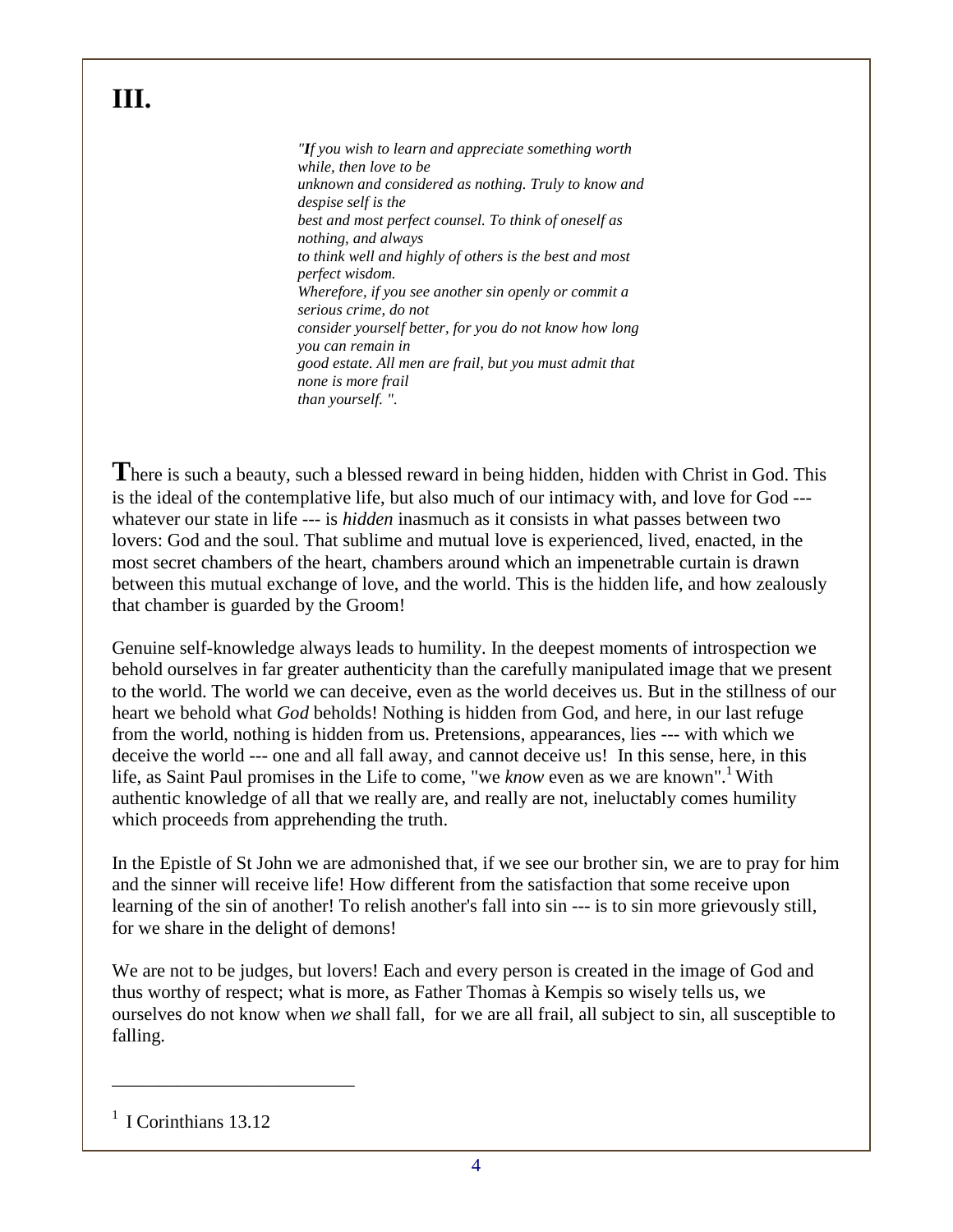# III.

> *"If you wish to learn and appreciate something worth while, then love to be unknown and considered as nothing. Truly to know and despise self is the best and most perfect counsel. To think of oneself as nothing, and always to think well and highly of others is the best and most perfect wisdom. Wherefore, if you see another sin openly or commit a serious crime, do not consider yourself better, for you do not know how long you can remain in good estate. All men are frail, but you must admit that none is more frail than yourself. ".*

**T**here is such a beauty, such a blessed reward in being hidden, hidden with Christ in God. This is the ideal of the contemplative life, but also much of our intimacy with, and love for God --- whatever our state in life --- is *hidden* inasmuch as it consists in what passes between two lovers: God and the soul. That sublime and mutual love is experienced, lived, enacted, in the most secret chambers of the heart, chambers around which an impenetrable curtain is drawn between this mutual exchange of love, and the world. This is the hidden life, and how zealously that chamber is guarded by the Groom!

Genuine self-knowledge always leads to humility. In the deepest moments of introspection we behold ourselves in far greater authenticity than the carefully manipulated image that we present to the world. The world we can deceive, even as the world deceives us. But in the stillness of our heart we behold what *God* beholds! Nothing is hidden from God, and here, in our last refuge from the world, nothing is hidden from us. Pretensions, appearances, lies --- with which we deceive the world --- one and all fall away, and cannot deceive us! In this sense, here, in this life, as Saint Paul promises in the Life to come, "we *know* even as we are known".[1] With authentic knowledge of all that we really are, and really are not, ineluctably comes humility which proceeds from apprehending the truth.

In the Epistle of St John we are admonished that, if we see our brother sin, we are to pray for him and the sinner will receive life! How different from the satisfaction that some receive upon learning of the sin of another! To relish another's fall into sin --- is to sin more grievously still, for we share in the delight of demons!

We are not to be judges, but lovers! Each and every person is created in the image of God and thus worthy of respect; what is more, as Father Thomas à Kempis so wisely tells us, we ourselves do not know when *we* shall fall, for we are all frail, all subject to sin, all susceptible to falling.

---

[1] I Corinthians 13.12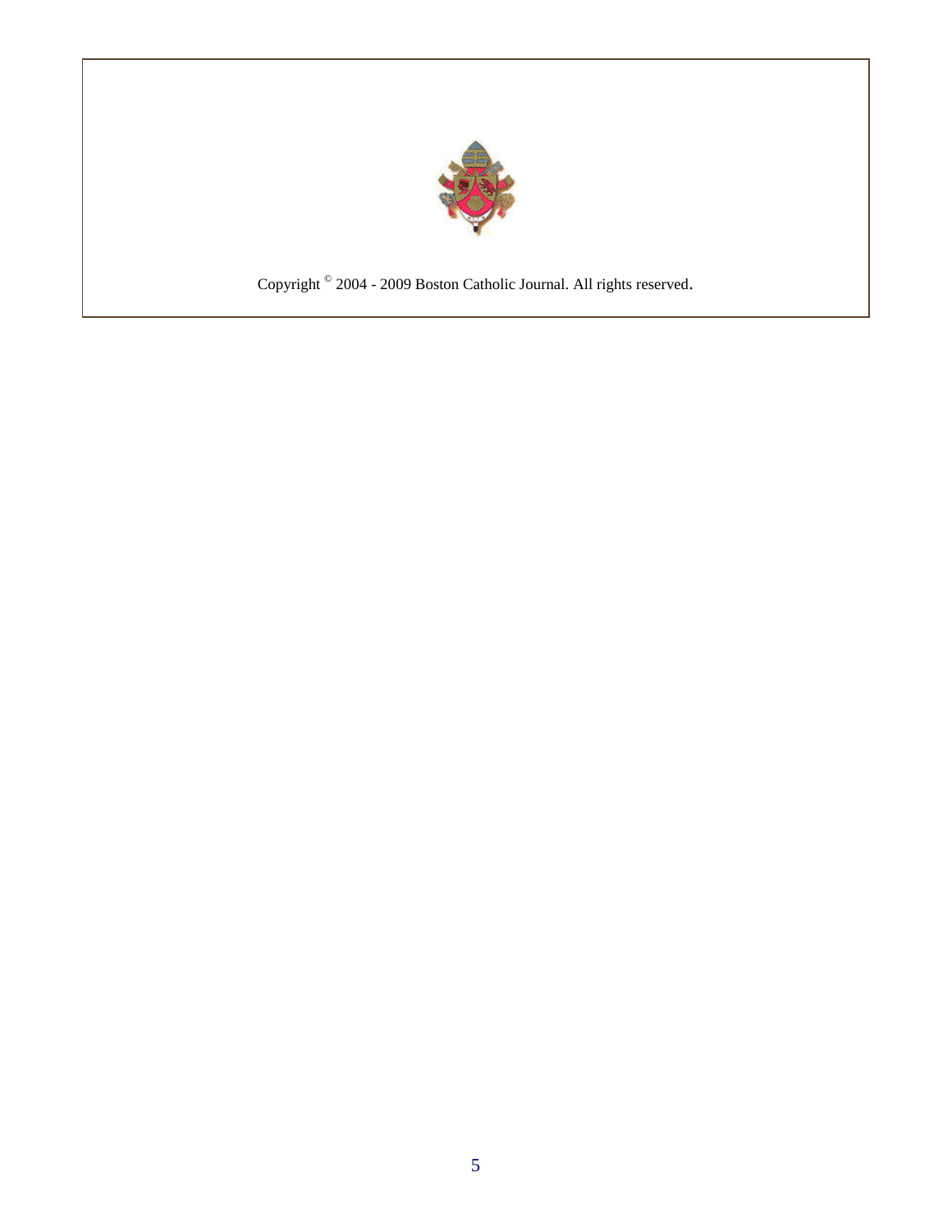Copyright © 2004 - 2009 Boston Catholic Journal. All rights reserved.